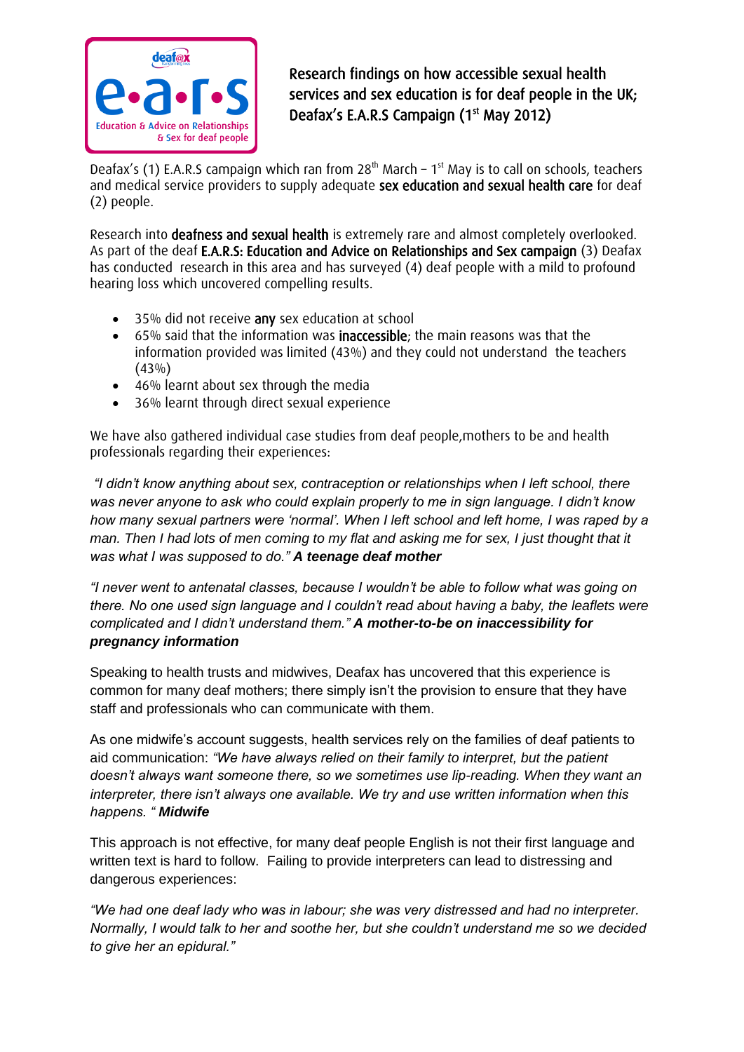# Research findings on how accessible sexual health services and sex education is for deaf people in the UK; Deafax's E.A.R.S Campaign (1st May 2012)

Deafax's (1) E.A.R.S campaign which ran from 28th March – 1st May is to call on schools, teachers and medical service providers to supply adequate **sex education and sexual health care** for deaf (2) people.

Research into **deafness and sexual health** is extremely rare and almost completely overlooked. As part of the deaf **E.A.R.S: Education and Advice on Relationships and Sex campaign** (3) Deafax has conducted research in this area and has surveyed (4) deaf people with a mild to profound hearing loss which uncovered compelling results.

- 35% did not receive **any** sex education at school
- 65% said that the information was **inaccessible**; the main reasons was that the information provided was limited (43%) and they could not understand the teachers (43%)
- 46% learnt about sex through the media
- 36% learnt through direct sexual experience

We have also gathered individual case studies from deaf people,mothers to be and health professionals regarding their experiences:

*"I didn't know anything about sex, contraception or relationships when I left school, there was never anyone to ask who could explain properly to me in sign language. I didn't know how many sexual partners were 'normal'. When I left school and left home, I was raped by a man. Then I had lots of men coming to my flat and asking me for sex, I just thought that it was what I was supposed to do."* ***A teenage deaf mother***

*"I never went to antenatal classes, because I wouldn't be able to follow what was going on there. No one used sign language and I couldn't read about having a baby, the leaflets were complicated and I didn't understand them."* ***A mother-to-be on inaccessibility for pregnancy information***

Speaking to health trusts and midwives, Deafax has uncovered that this experience is common for many deaf mothers; there simply isn't the provision to ensure that they have staff and professionals who can communicate with them.

As one midwife's account suggests, health services rely on the families of deaf patients to aid communication: *"We have always relied on their family to interpret, but the patient doesn't always want someone there, so we sometimes use lip-reading. When they want an interpreter, there isn't always one available. We try and use written information when this happens. "* ***Midwife***

This approach is not effective, for many deaf people English is not their first language and written text is hard to follow. Failing to provide interpreters can lead to distressing and dangerous experiences:

*"We had one deaf lady who was in labour; she was very distressed and had no interpreter. Normally, I would talk to her and soothe her, but she couldn't understand me so we decided to give her an epidural."*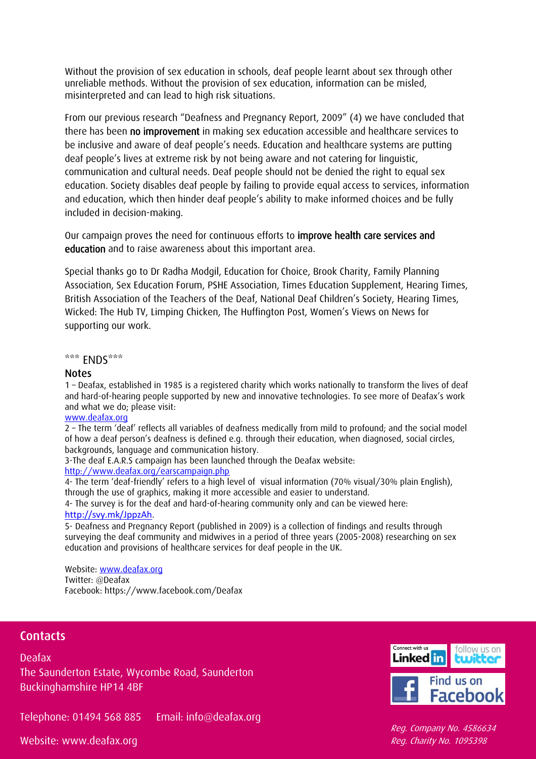Without the provision of sex education in schools, deaf people learnt about sex through other unreliable methods. Without the provision of sex education, information can be misled, misinterpreted and can lead to high risk situations.

From our previous research "Deafness and Pregnancy Report, 2009" (4) we have concluded that there has been **no improvement** in making sex education accessible and healthcare services to be inclusive and aware of deaf people's needs. Education and healthcare systems are putting deaf people's lives at extreme risk by not being aware and not catering for linguistic, communication and cultural needs. Deaf people should not be denied the right to equal sex education. Society disables deaf people by failing to provide equal access to services, information and education, which then hinder deaf people's ability to make informed choices and be fully included in decision-making.

Our campaign proves the need for continuous efforts to **improve health care services and education** and to raise awareness about this important area.

Special thanks go to Dr Radha Modgil, Education for Choice, Brook Charity, Family Planning Association, Sex Education Forum, PSHE Association, Times Education Supplement, Hearing Times, British Association of the Teachers of the Deaf, National Deaf Children's Society, Hearing Times, Wicked: The Hub TV, Limping Chicken, The Huffington Post, Women's Views on News for supporting our work.

*** ENDS***

**Notes**

1 – Deafax, established in 1985 is a registered charity which works nationally to transform the lives of deaf and hard-of-hearing people supported by new and innovative technologies. To see more of Deafax's work and what we do; please visit:
www.deafax.org

2 – The term 'deaf' reflects all variables of deafness medically from mild to profound; and the social model of how a deaf person's deafness is defined e.g. through their education, when diagnosed, social circles, backgrounds, language and communication history.

3-The deaf E.A.R.S campaign has been launched through the Deafax website:
http://www.deafax.org/earscampaign.php

4- The term 'deaf-friendly' refers to a high level of visual information (70% visual/30% plain English), through the use of graphics, making it more accessible and easier to understand.

4- The survey is for the deaf and hard-of-hearing community only and can be viewed here:
http://svy.mk/JppzAh.

5- Deafness and Pregnancy Report (published in 2009) is a collection of findings and results through surveying the deaf community and midwives in a period of three years (2005-2008) researching on sex education and provisions of healthcare services for deaf people in the UK.

Website: www.deafax.org
Twitter: @Deafax
Facebook: https://www.facebook.com/Deafax

## Contacts

Deafax
The Saunderton Estate, Wycombe Road, Saunderton
Buckinghamshire HP14 4BF

Telephone: 01494 568 885 Email: info@deafax.org

Website: www.deafax.org

Connect with us LinkedIn | follow us on twitter | Find us on Facebook

*Reg. Company No. 4586634*
*Reg. Charity No. 1095398*